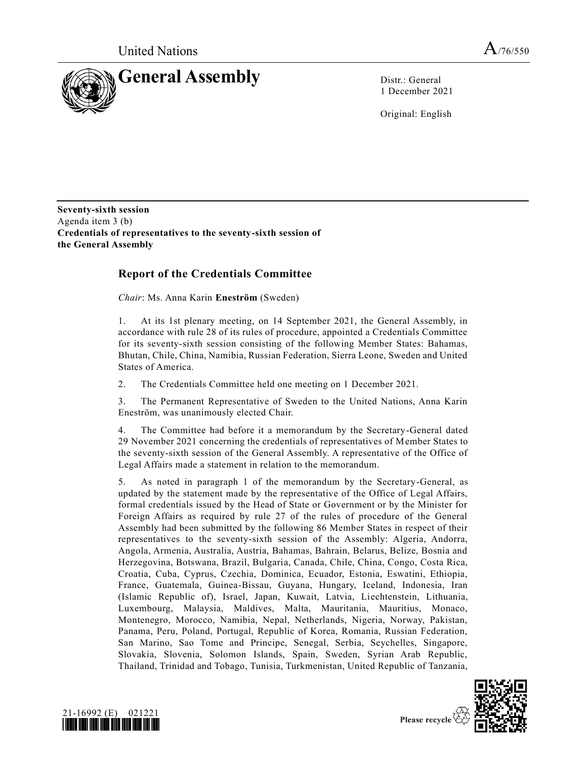United Nations A/76/550

# General Assembly

Distr.: General
1 December 2021

Original: English

**Seventy-sixth session**
Agenda item 3 (b)
**Credentials of representatives to the seventy-sixth session of the General Assembly**

## Report of the Credentials Committee

*Chair*: Ms. Anna Karin **Eneström** (Sweden)

1. At its 1st plenary meeting, on 14 September 2021, the General Assembly, in accordance with rule 28 of its rules of procedure, appointed a Credentials Committee for its seventy-sixth session consisting of the following Member States: Bahamas, Bhutan, Chile, China, Namibia, Russian Federation, Sierra Leone, Sweden and United States of America.

2. The Credentials Committee held one meeting on 1 December 2021.

3. The Permanent Representative of Sweden to the United Nations, Anna Karin Eneström, was unanimously elected Chair.

4. The Committee had before it a memorandum by the Secretary-General dated 29 November 2021 concerning the credentials of representatives of Member States to the seventy-sixth session of the General Assembly. A representative of the Office of Legal Affairs made a statement in relation to the memorandum.

5. As noted in paragraph 1 of the memorandum by the Secretary-General, as updated by the statement made by the representative of the Office of Legal Affairs, formal credentials issued by the Head of State or Government or by the Minister for Foreign Affairs as required by rule 27 of the rules of procedure of the General Assembly had been submitted by the following 86 Member States in respect of their representatives to the seventy-sixth session of the Assembly: Algeria, Andorra, Angola, Armenia, Australia, Austria, Bahamas, Bahrain, Belarus, Belize, Bosnia and Herzegovina, Botswana, Brazil, Bulgaria, Canada, Chile, China, Congo, Costa Rica, Croatia, Cuba, Cyprus, Czechia, Dominica, Ecuador, Estonia, Eswatini, Ethiopia, France, Guatemala, Guinea-Bissau, Guyana, Hungary, Iceland, Indonesia, Iran (Islamic Republic of), Israel, Japan, Kuwait, Latvia, Liechtenstein, Lithuania, Luxembourg, Malaysia, Maldives, Malta, Mauritania, Mauritius, Monaco, Montenegro, Morocco, Namibia, Nepal, Netherlands, Nigeria, Norway, Pakistan, Panama, Peru, Poland, Portugal, Republic of Korea, Romania, Russian Federation, San Marino, Sao Tome and Principe, Senegal, Serbia, Seychelles, Singapore, Slovakia, Slovenia, Solomon Islands, Spain, Sweden, Syrian Arab Republic, Thailand, Trinidad and Tobago, Tunisia, Turkmenistan, United Republic of Tanzania,

21-16992 (E) 021221

Please recycle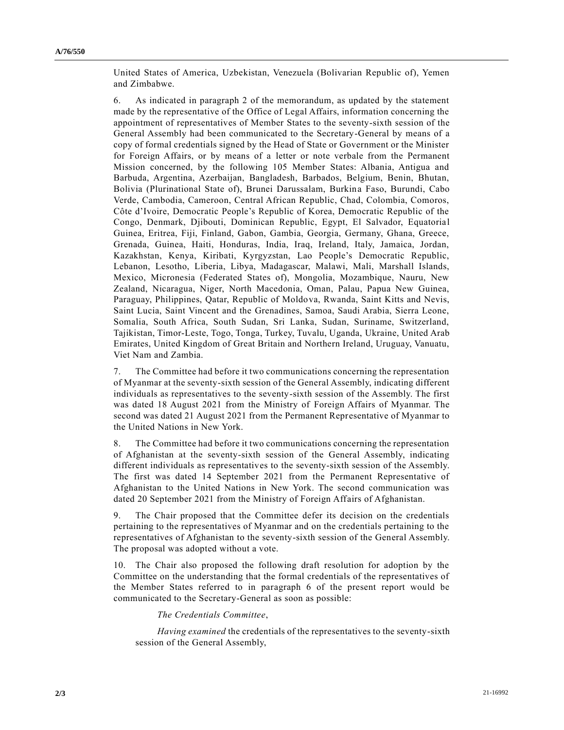United States of America, Uzbekistan, Venezuela (Bolivarian Republic of), Yemen and Zimbabwe.

6. As indicated in paragraph 2 of the memorandum, as updated by the statement made by the representative of the Office of Legal Affairs, information concerning the appointment of representatives of Member States to the seventy-sixth session of the General Assembly had been communicated to the Secretary-General by means of a copy of formal credentials signed by the Head of State or Government or the Minister for Foreign Affairs, or by means of a letter or note verbale from the Permanent Mission concerned, by the following 105 Member States: Albania, Antigua and Barbuda, Argentina, Azerbaijan, Bangladesh, Barbados, Belgium, Benin, Bhutan, Bolivia (Plurinational State of), Brunei Darussalam, Burkina Faso, Burundi, Cabo Verde, Cambodia, Cameroon, Central African Republic, Chad, Colombia, Comoros, Côte d'Ivoire, Democratic People's Republic of Korea, Democratic Republic of the Congo, Denmark, Djibouti, Dominican Republic, Egypt, El Salvador, Equatorial Guinea, Eritrea, Fiji, Finland, Gabon, Gambia, Georgia, Germany, Ghana, Greece, Grenada, Guinea, Haiti, Honduras, India, Iraq, Ireland, Italy, Jamaica, Jordan, Kazakhstan, Kenya, Kiribati, Kyrgyzstan, Lao People's Democratic Republic, Lebanon, Lesotho, Liberia, Libya, Madagascar, Malawi, Mali, Marshall Islands, Mexico, Micronesia (Federated States of), Mongolia, Mozambique, Nauru, New Zealand, Nicaragua, Niger, North Macedonia, Oman, Palau, Papua New Guinea, Paraguay, Philippines, Qatar, Republic of Moldova, Rwanda, Saint Kitts and Nevis, Saint Lucia, Saint Vincent and the Grenadines, Samoa, Saudi Arabia, Sierra Leone, Somalia, South Africa, South Sudan, Sri Lanka, Sudan, Suriname, Switzerland, Tajikistan, Timor-Leste, Togo, Tonga, Turkey, Tuvalu, Uganda, Ukraine, United Arab Emirates, United Kingdom of Great Britain and Northern Ireland, Uruguay, Vanuatu, Viet Nam and Zambia.

7. The Committee had before it two communications concerning the representation of Myanmar at the seventy-sixth session of the General Assembly, indicating different individuals as representatives to the seventy-sixth session of the Assembly. The first was dated 18 August 2021 from the Ministry of Foreign Affairs of Myanmar. The second was dated 21 August 2021 from the Permanent Representative of Myanmar to the United Nations in New York.

8. The Committee had before it two communications concerning the representation of Afghanistan at the seventy-sixth session of the General Assembly, indicating different individuals as representatives to the seventy-sixth session of the Assembly. The first was dated 14 September 2021 from the Permanent Representative of Afghanistan to the United Nations in New York. The second communication was dated 20 September 2021 from the Ministry of Foreign Affairs of Afghanistan.

9. The Chair proposed that the Committee defer its decision on the credentials pertaining to the representatives of Myanmar and on the credentials pertaining to the representatives of Afghanistan to the seventy-sixth session of the General Assembly. The proposal was adopted without a vote.

10. The Chair also proposed the following draft resolution for adoption by the Committee on the understanding that the formal credentials of the representatives of the Member States referred to in paragraph 6 of the present report would be communicated to the Secretary-General as soon as possible:

> *The Credentials Committee*,
>
> *Having examined* the credentials of the representatives to the seventy-sixth session of the General Assembly,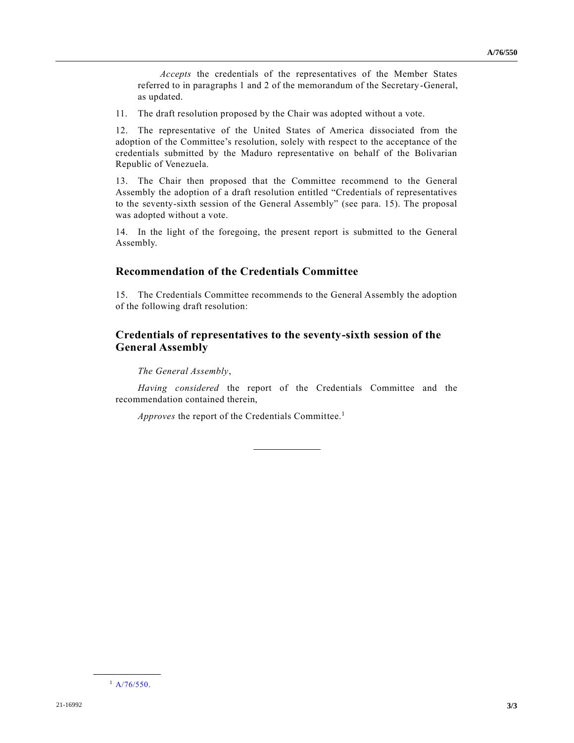*Accepts* the credentials of the representatives of the Member States referred to in paragraphs 1 and 2 of the memorandum of the Secretary-General, as updated.

11. The draft resolution proposed by the Chair was adopted without a vote.

12. The representative of the United States of America dissociated from the adoption of the Committee's resolution, solely with respect to the acceptance of the credentials submitted by the Maduro representative on behalf of the Bolivarian Republic of Venezuela.

13. The Chair then proposed that the Committee recommend to the General Assembly the adoption of a draft resolution entitled "Credentials of representatives to the seventy-sixth session of the General Assembly" (see para. 15). The proposal was adopted without a vote.

14. In the light of the foregoing, the present report is submitted to the General Assembly.

## Recommendation of the Credentials Committee

15. The Credentials Committee recommends to the General Assembly the adoption of the following draft resolution:

## Credentials of representatives to the seventy-sixth session of the General Assembly

*The General Assembly*,

*Having considered* the report of the Credentials Committee and the recommendation contained therein,

*Approves* the report of the Credentials Committee.[1]

---

[1] A/76/550.